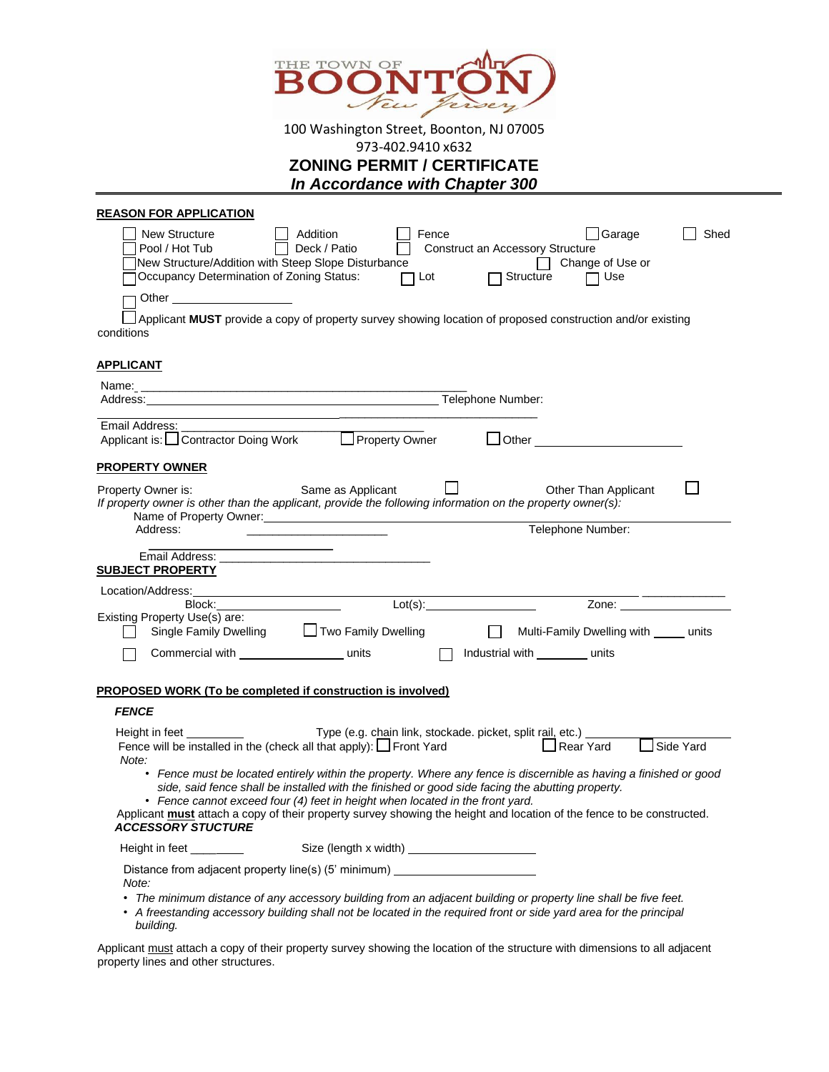THE TOWN OF BOONTON New Jersey

100 Washington Street, Boonton, NJ 07005
973-402.9410 x632

# ZONING PERMIT / CERTIFICATE

***In Accordance with Chapter 300***

**REASON FOR APPLICATION**

☐ New Structure ☐ Addition ☐ Fence ☐ Garage ☐ Shed
☐ Pool / Hot Tub ☐ Deck / Patio ☐ Construct an Accessory Structure
☐ New Structure/Addition with Steep Slope Disturbance ☐ Change of Use or
☐ Occupancy Determination of Zoning Status: ☐ Lot ☐ Structure ☐ Use

☐ Other ____________________

☐ Applicant **MUST** provide a copy of property survey showing location of proposed construction and/or existing conditions

**APPLICANT**

Name: ______________________________________________________

Address: ______________________________________________________ Telephone Number: ____________________

Email Address: ______________________________________

Applicant is: ☐ Contractor Doing Work ☐ Property Owner ☐ Other ____________________

**PROPERTY OWNER**

Property Owner is: Same as Applicant ☐ Other Than Applicant ☐

*If property owner is other than the applicant, provide the following information on the property owner(s):*

Name of Property Owner: ______________________________________________________

Address: ______________________ Telephone Number: ____________________

Email Address: ______________________________________

**SUBJECT PROPERTY**

Location/Address: ______________________________________________________

Block: ____________________ Lot(s): ____________________ Zone: ____________________

Existing Property Use(s) are:

☐ Single Family Dwelling ☐ Two Family Dwelling ☐ Multi-Family Dwelling with _____ units

☐ Commercial with ________________ units ☐ Industrial with ________ units

**PROPOSED WORK (To be completed if construction is involved)**

***FENCE***

Height in feet _________ Type (e.g. chain link, stockade. picket, split rail, etc.) ____________________

Fence will be installed in the (check all that apply): ☐ Front Yard ☐ Rear Yard ☐ Side Yard

*Note:*

- *Fence must be located entirely within the property. Where any fence is discernible as having a finished or good side, said fence shall be installed with the finished or good side facing the abutting property.*
- *Fence cannot exceed four (4) feet in height when located in the front yard.*

Applicant **must** attach a copy of their property survey showing the height and location of the fence to be constructed.

***ACCESSORY STUCTURE***

Height in feet ________ Size (length x width) ____________________

Distance from adjacent property line(s) (5' minimum) ____________________

*Note:*

- *The minimum distance of any accessory building from an adjacent building or property line shall be five feet.*
- *A freestanding accessory building shall not be located in the required front or side yard area for the principal building.*

Applicant must attach a copy of their property survey showing the location of the structure with dimensions to all adjacent property lines and other structures.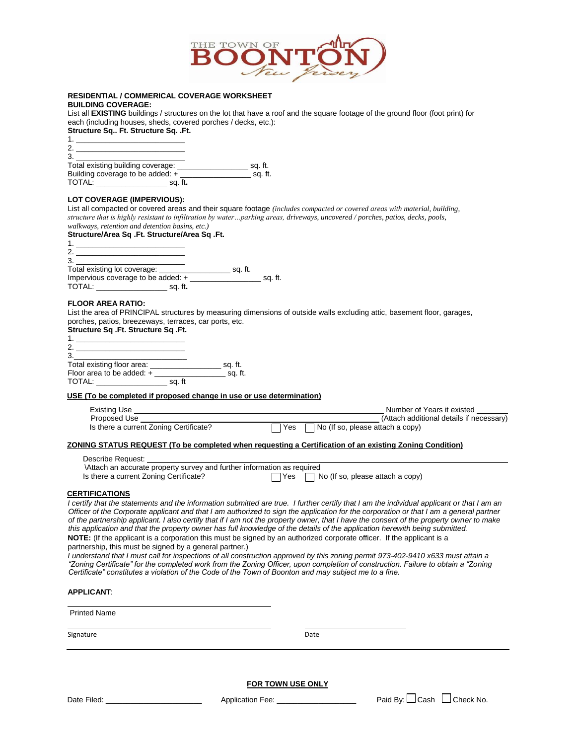THE TOWN OF BOONTON New Jersey

**RESIDENTIAL / COMMERICAL COVERAGE WORKSHEET**

**BUILDING COVERAGE:**

List all **EXISTING** buildings / structures on the lot that have a roof and the square footage of the ground floor (foot print) for each (including houses, sheds, covered porches / decks, etc.):

**Structure Sq.. Ft. Structure Sq. .Ft.**

1. ________________________
2. ________________________
3. ________________________

Total existing building coverage: ________________ sq. ft.
Building coverage to be added: + ________________ sq. ft.
TOTAL: ________________ sq. ft.

**LOT COVERAGE (IMPERVIOUS):**

List all compacted or covered areas and their square footage *(includes compacted or covered areas with material, building, structure that is highly resistant to infiltration by water…parking areas, driveways, uncovered / porches, patios, decks, pools, walkways, retention and detention basins, etc.)*

**Structure/Area Sq .Ft. Structure/Area Sq .Ft.**

1. ________________________
2. ________________________
3. ________________________

Total existing lot coverage: ________________ sq. ft.
Impervious coverage to be added: + ________________ sq. ft.
TOTAL: ________________ sq. ft.

**FLOOR AREA RATIO:**

List the area of PRINCIPAL structures by measuring dimensions of outside walls excluding attic, basement floor, garages, porches, patios, breezeways, terraces, car ports, etc.

**Structure Sq .Ft. Structure Sq .Ft.**

1. ________________________
2. ________________________
3. ________________________

Total existing floor area: ________________ sq. ft.
Floor area to be added: + ________________ sq. ft.
TOTAL: ________________ sq. ft

**USE (To be completed if proposed change in use or use determination)**

Existing Use ______________________________________________ Number of Years it existed ________
Proposed Use ______________________________________________ (Attach additional details if necessary)
Is there a current Zoning Certificate? ☐ Yes ☐ No (If so, please attach a copy)

**ZONING STATUS REQUEST (To be completed when requesting a Certification of an existing Zoning Condition)**

Describe Request: ______________________________________________
\Attach an accurate property survey and further information as required
Is there a current Zoning Certificate? ☐ Yes ☐ No (If so, please attach a copy)

**CERTIFICATIONS**

*I certify that the statements and the information submitted are true. I further certify that I am the individual applicant or that I am an Officer of the Corporate applicant and that I am authorized to sign the application for the corporation or that I am a general partner of the partnership applicant. I also certify that if I am not the property owner, that I have the consent of the property owner to make this application and that the property owner has full knowledge of the details of the application herewith being submitted.*

**NOTE:** (If the applicant is a corporation this must be signed by an authorized corporate officer. If the applicant is a partnership, this must be signed by a general partner.)

*I understand that I must call for inspections of all construction approved by this zoning permit 973-402-9410 x633 must attain a "Zoning Certificate" for the completed work from the Zoning Officer, upon completion of construction. Failure to obtain a "Zoning Certificate" constitutes a violation of the Code of the Town of Boonton and may subject me to a fine.*

**APPLICANT**:

______________________________
Printed Name

______________________________ ______________________
Signature Date

**FOR TOWN USE ONLY**

Date Filed: ____________________ Application Fee: ________________ Paid By: ☐ Cash ☐ Check No.